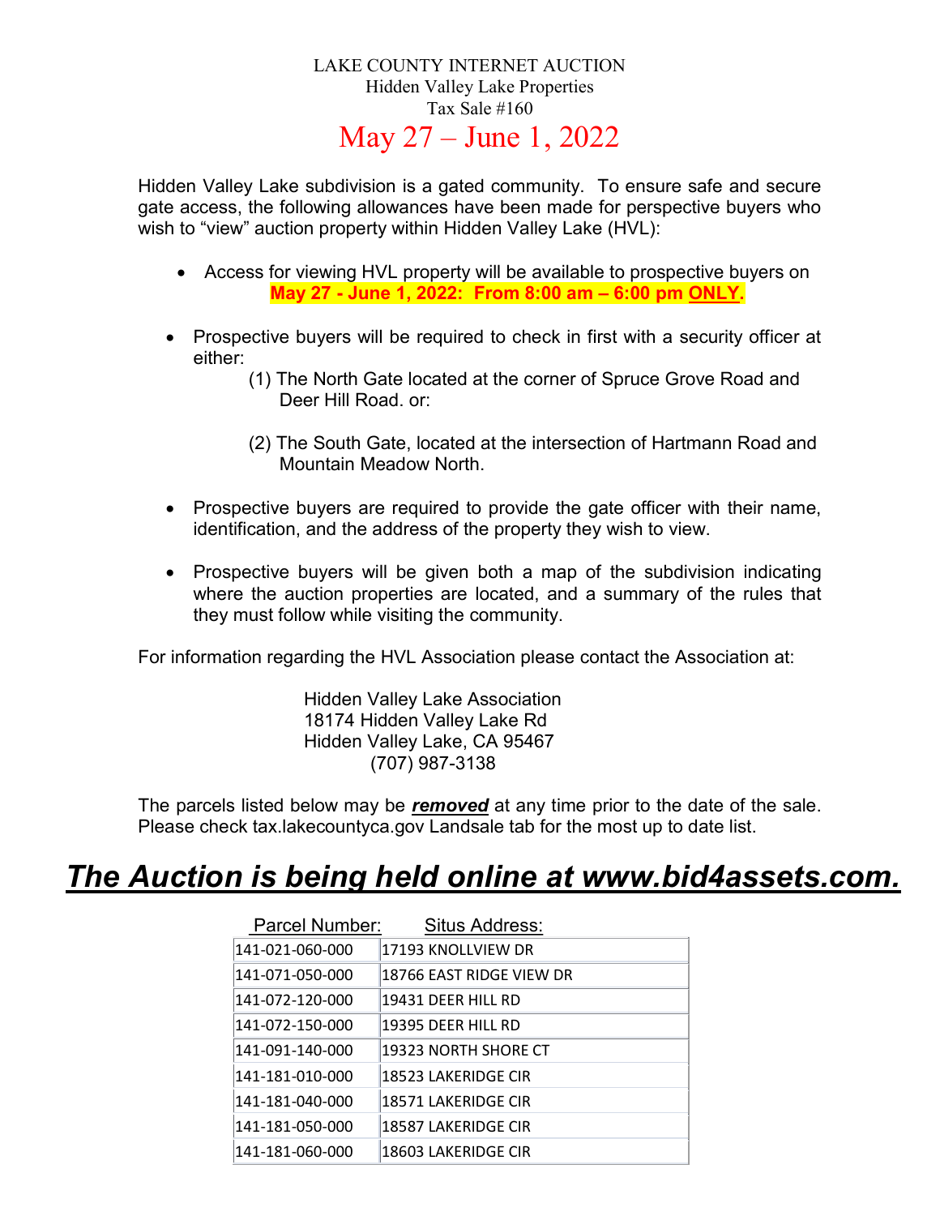LAKE COUNTY INTERNET AUCTION

Hidden Valley Lake Properties

Tax Sale #160

# May 27 – June 1, 2022

Hidden Valley Lake subdivision is a gated community. To ensure safe and secure gate access, the following allowances have been made for perspective buyers who wish to "view" auction property within Hidden Valley Lake (HVL):

- Access for viewing HVL property will be available to prospective buyers on **May 27 - June 1, 2022: From 8:00 am – 6:00 pm ONLY.**

- Prospective buyers will be required to check in first with a security officer at either:
  1. The North Gate located at the corner of Spruce Grove Road and Deer Hill Road. or:
  2. The South Gate, located at the intersection of Hartmann Road and Mountain Meadow North.

- Prospective buyers are required to provide the gate officer with their name, identification, and the address of the property they wish to view.

- Prospective buyers will be given both a map of the subdivision indicating where the auction properties are located, and a summary of the rules that they must follow while visiting the community.

For information regarding the HVL Association please contact the Association at:

Hidden Valley Lake Association
18174 Hidden Valley Lake Rd
Hidden Valley Lake, CA 95467
(707) 987-3138

The parcels listed below may be ***removed*** at any time prior to the date of the sale. Please check tax.lakecountyca.gov Landsale tab for the most up to date list.

## ***The Auction is being held online at www.bid4assets.com.***

| Parcel Number: | Situs Address: |
|---|---|
| 141-021-060-000 | 17193 KNOLLVIEW DR |
| 141-071-050-000 | 18766 EAST RIDGE VIEW DR |
| 141-072-120-000 | 19431 DEER HILL RD |
| 141-072-150-000 | 19395 DEER HILL RD |
| 141-091-140-000 | 19323 NORTH SHORE CT |
| 141-181-010-000 | 18523 LAKERIDGE CIR |
| 141-181-040-000 | 18571 LAKERIDGE CIR |
| 141-181-050-000 | 18587 LAKERIDGE CIR |
| 141-181-060-000 | 18603 LAKERIDGE CIR |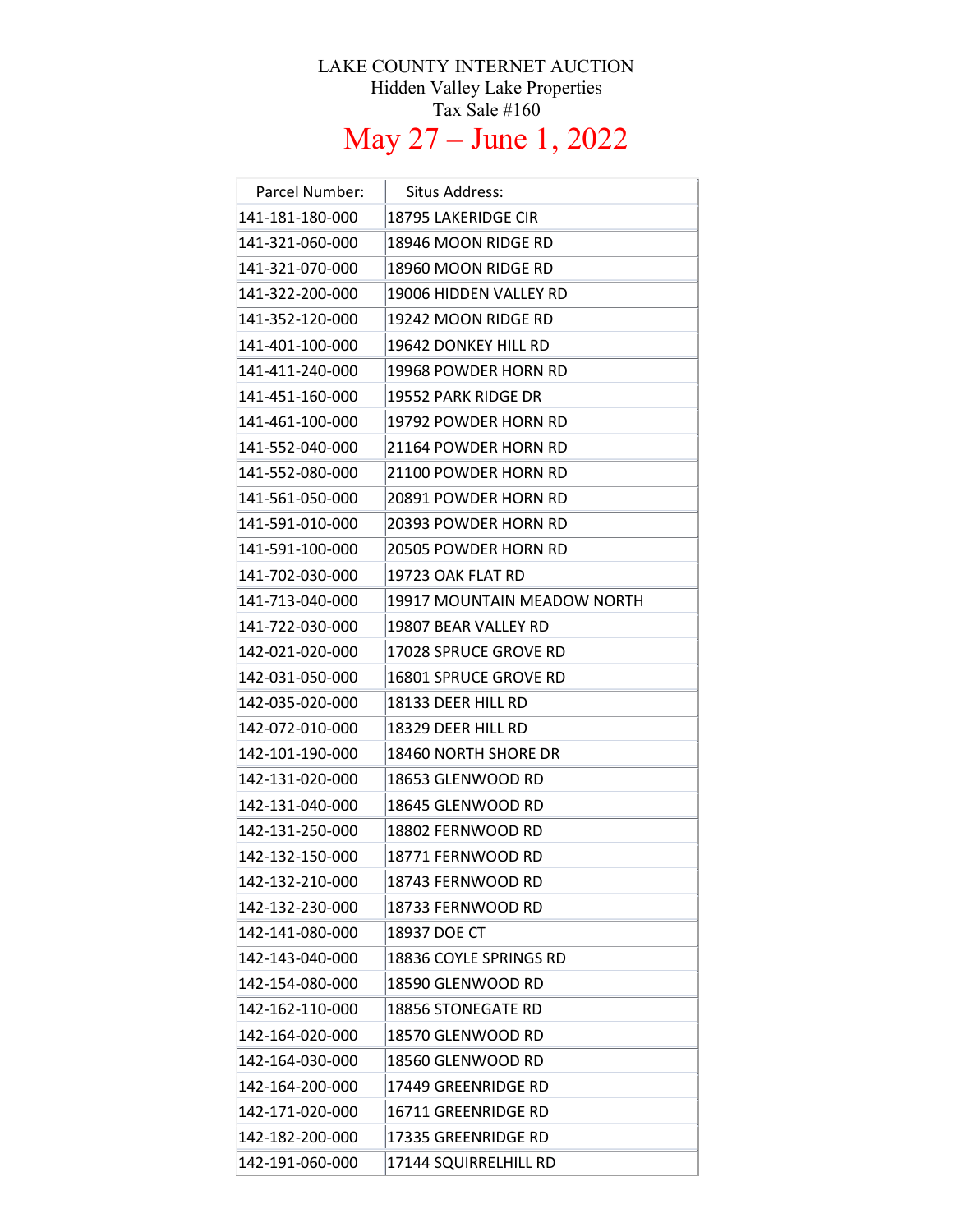LAKE COUNTY INTERNET AUCTION

Hidden Valley Lake Properties

Tax Sale #160

# May 27 – June 1, 2022

| Parcel Number: | Situs Address: |
|---|---|
| 141-181-180-000 | 18795 LAKERIDGE CIR |
| 141-321-060-000 | 18946 MOON RIDGE RD |
| 141-321-070-000 | 18960 MOON RIDGE RD |
| 141-322-200-000 | 19006 HIDDEN VALLEY RD |
| 141-352-120-000 | 19242 MOON RIDGE RD |
| 141-401-100-000 | 19642 DONKEY HILL RD |
| 141-411-240-000 | 19968 POWDER HORN RD |
| 141-451-160-000 | 19552 PARK RIDGE DR |
| 141-461-100-000 | 19792 POWDER HORN RD |
| 141-552-040-000 | 21164 POWDER HORN RD |
| 141-552-080-000 | 21100 POWDER HORN RD |
| 141-561-050-000 | 20891 POWDER HORN RD |
| 141-591-010-000 | 20393 POWDER HORN RD |
| 141-591-100-000 | 20505 POWDER HORN RD |
| 141-702-030-000 | 19723 OAK FLAT RD |
| 141-713-040-000 | 19917 MOUNTAIN MEADOW NORTH |
| 141-722-030-000 | 19807 BEAR VALLEY RD |
| 142-021-020-000 | 17028 SPRUCE GROVE RD |
| 142-031-050-000 | 16801 SPRUCE GROVE RD |
| 142-035-020-000 | 18133 DEER HILL RD |
| 142-072-010-000 | 18329 DEER HILL RD |
| 142-101-190-000 | 18460 NORTH SHORE DR |
| 142-131-020-000 | 18653 GLENWOOD RD |
| 142-131-040-000 | 18645 GLENWOOD RD |
| 142-131-250-000 | 18802 FERNWOOD RD |
| 142-132-150-000 | 18771 FERNWOOD RD |
| 142-132-210-000 | 18743 FERNWOOD RD |
| 142-132-230-000 | 18733 FERNWOOD RD |
| 142-141-080-000 | 18937 DOE CT |
| 142-143-040-000 | 18836 COYLE SPRINGS RD |
| 142-154-080-000 | 18590 GLENWOOD RD |
| 142-162-110-000 | 18856 STONEGATE RD |
| 142-164-020-000 | 18570 GLENWOOD RD |
| 142-164-030-000 | 18560 GLENWOOD RD |
| 142-164-200-000 | 17449 GREENRIDGE RD |
| 142-171-020-000 | 16711 GREENRIDGE RD |
| 142-182-200-000 | 17335 GREENRIDGE RD |
| 142-191-060-000 | 17144 SQUIRRELHILL RD |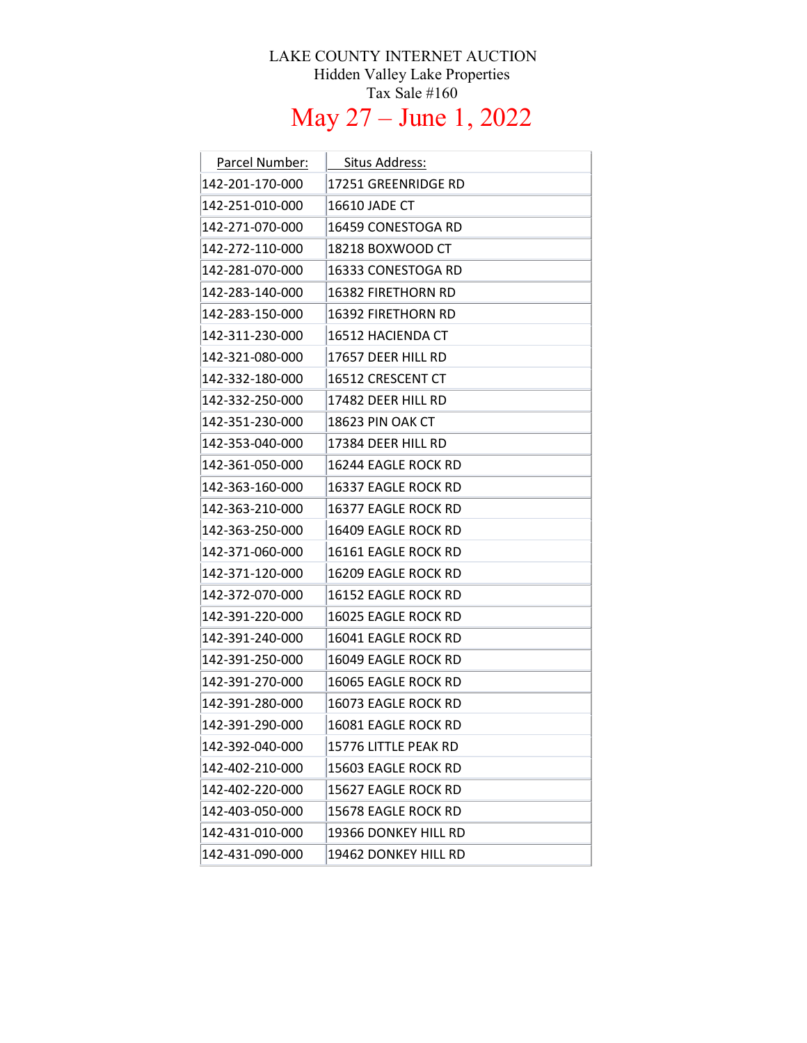LAKE COUNTY INTERNET AUCTION

Hidden Valley Lake Properties

Tax Sale #160

# May 27 – June 1, 2022

| Parcel Number: | Situs Address: |
|---|---|
| 142-201-170-000 | 17251 GREENRIDGE RD |
| 142-251-010-000 | 16610 JADE CT |
| 142-271-070-000 | 16459 CONESTOGA RD |
| 142-272-110-000 | 18218 BOXWOOD CT |
| 142-281-070-000 | 16333 CONESTOGA RD |
| 142-283-140-000 | 16382 FIRETHORN RD |
| 142-283-150-000 | 16392 FIRETHORN RD |
| 142-311-230-000 | 16512 HACIENDA CT |
| 142-321-080-000 | 17657 DEER HILL RD |
| 142-332-180-000 | 16512 CRESCENT CT |
| 142-332-250-000 | 17482 DEER HILL RD |
| 142-351-230-000 | 18623 PIN OAK CT |
| 142-353-040-000 | 17384 DEER HILL RD |
| 142-361-050-000 | 16244 EAGLE ROCK RD |
| 142-363-160-000 | 16337 EAGLE ROCK RD |
| 142-363-210-000 | 16377 EAGLE ROCK RD |
| 142-363-250-000 | 16409 EAGLE ROCK RD |
| 142-371-060-000 | 16161 EAGLE ROCK RD |
| 142-371-120-000 | 16209 EAGLE ROCK RD |
| 142-372-070-000 | 16152 EAGLE ROCK RD |
| 142-391-220-000 | 16025 EAGLE ROCK RD |
| 142-391-240-000 | 16041 EAGLE ROCK RD |
| 142-391-250-000 | 16049 EAGLE ROCK RD |
| 142-391-270-000 | 16065 EAGLE ROCK RD |
| 142-391-280-000 | 16073 EAGLE ROCK RD |
| 142-391-290-000 | 16081 EAGLE ROCK RD |
| 142-392-040-000 | 15776 LITTLE PEAK RD |
| 142-402-210-000 | 15603 EAGLE ROCK RD |
| 142-402-220-000 | 15627 EAGLE ROCK RD |
| 142-403-050-000 | 15678 EAGLE ROCK RD |
| 142-431-010-000 | 19366 DONKEY HILL RD |
| 142-431-090-000 | 19462 DONKEY HILL RD |